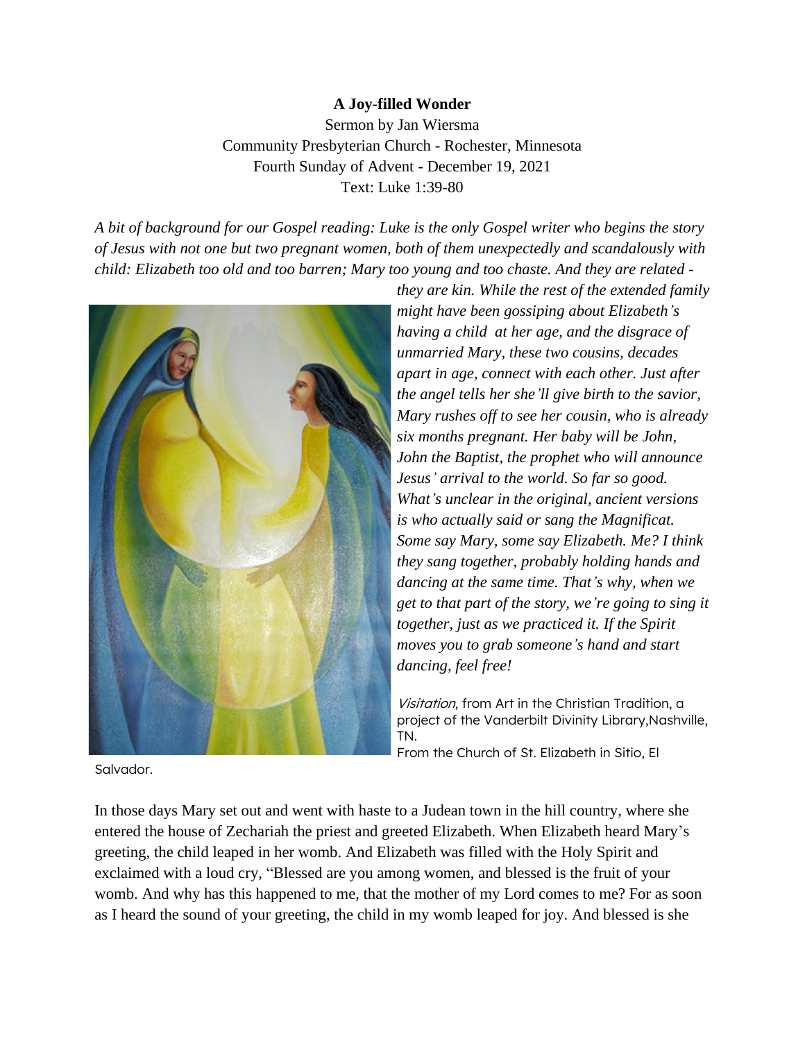**A Joy-filled Wonder**

Sermon by Jan Wiersma
Community Presbyterian Church - Rochester, Minnesota
Fourth Sunday of Advent - December 19, 2021
Text: Luke 1:39-80

*A bit of background for our Gospel reading: Luke is the only Gospel writer who begins the story of Jesus with not one but two pregnant women, both of them unexpectedly and scandalously with child: Elizabeth too old and too barren; Mary too young and too chaste. And they are related - they are kin. While the rest of the extended family might have been gossiping about Elizabeth's having a child at her age, and the disgrace of unmarried Mary, these two cousins, decades apart in age, connect with each other. Just after the angel tells her she'll give birth to the savior, Mary rushes off to see her cousin, who is already six months pregnant. Her baby will be John, John the Baptist, the prophet who will announce Jesus' arrival to the world. So far so good. What's unclear in the original, ancient versions is who actually said or sang the Magnificat. Some say Mary, some say Elizabeth. Me? I think they sang together, probably holding hands and dancing at the same time. That's why, when we get to that part of the story, we're going to sing it together, just as we practiced it. If the Spirit moves you to grab someone's hand and start dancing, feel free!*

*Visitation*, from Art in the Christian Tradition, a project of the Vanderbilt Divinity Library,Nashville, TN.
From the Church of St. Elizabeth in Sitio, El Salvador.

In those days Mary set out and went with haste to a Judean town in the hill country, where she entered the house of Zechariah the priest and greeted Elizabeth. When Elizabeth heard Mary's greeting, the child leaped in her womb. And Elizabeth was filled with the Holy Spirit and exclaimed with a loud cry, "Blessed are you among women, and blessed is the fruit of your womb. And why has this happened to me, that the mother of my Lord comes to me? For as soon as I heard the sound of your greeting, the child in my womb leaped for joy. And blessed is she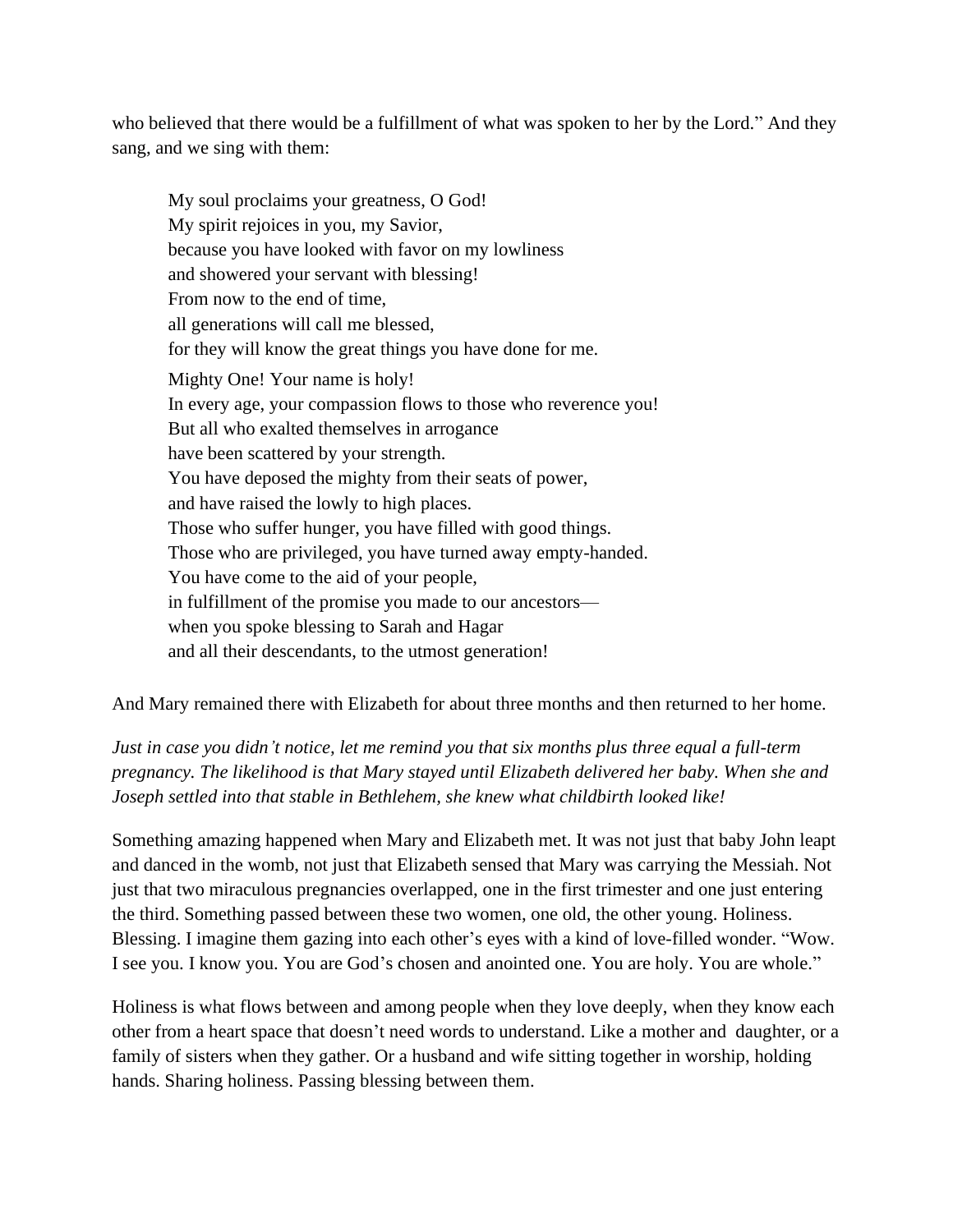who believed that there would be a fulfillment of what was spoken to her by the Lord." And they sang, and we sing with them:

> My soul proclaims your greatness, O God!
> My spirit rejoices in you, my Savior,
> because you have looked with favor on my lowliness
> and showered your servant with blessing!
> From now to the end of time,
> all generations will call me blessed,
> for they will know the great things you have done for me.
>
> Mighty One! Your name is holy!
> In every age, your compassion flows to those who reverence you!
> But all who exalted themselves in arrogance
> have been scattered by your strength.
> You have deposed the mighty from their seats of power,
> and have raised the lowly to high places.
> Those who suffer hunger, you have filled with good things.
> Those who are privileged, you have turned away empty-handed.
> You have come to the aid of your people,
> in fulfillment of the promise you made to our ancestors—
> when you spoke blessing to Sarah and Hagar
> and all their descendants, to the utmost generation!

And Mary remained there with Elizabeth for about three months and then returned to her home.

*Just in case you didn't notice, let me remind you that six months plus three equal a full-term pregnancy. The likelihood is that Mary stayed until Elizabeth delivered her baby. When she and Joseph settled into that stable in Bethlehem, she knew what childbirth looked like!*

Something amazing happened when Mary and Elizabeth met. It was not just that baby John leapt and danced in the womb, not just that Elizabeth sensed that Mary was carrying the Messiah. Not just that two miraculous pregnancies overlapped, one in the first trimester and one just entering the third. Something passed between these two women, one old, the other young. Holiness. Blessing. I imagine them gazing into each other's eyes with a kind of love-filled wonder. "Wow. I see you. I know you. You are God's chosen and anointed one. You are holy. You are whole."

Holiness is what flows between and among people when they love deeply, when they know each other from a heart space that doesn't need words to understand. Like a mother and daughter, or a family of sisters when they gather. Or a husband and wife sitting together in worship, holding hands. Sharing holiness. Passing blessing between them.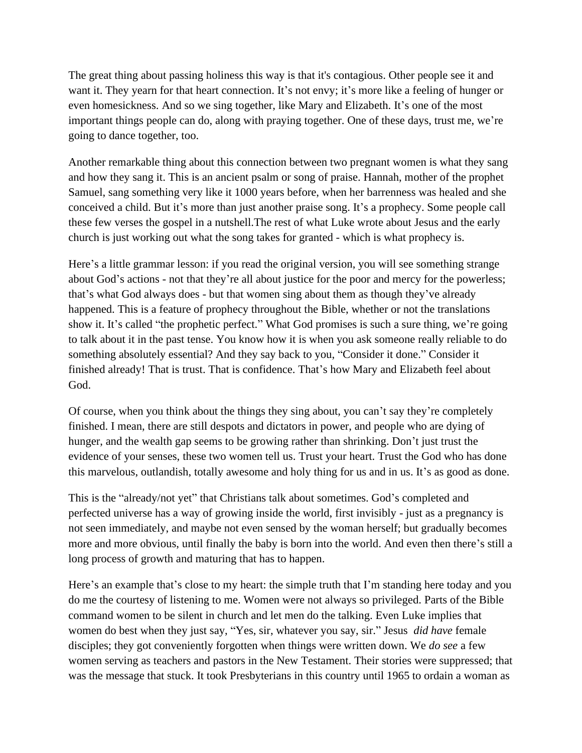The great thing about passing holiness this way is that it's contagious. Other people see it and want it. They yearn for that heart connection. It's not envy; it's more like a feeling of hunger or even homesickness. And so we sing together, like Mary and Elizabeth. It's one of the most important things people can do, along with praying together. One of these days, trust me, we're going to dance together, too.

Another remarkable thing about this connection between two pregnant women is what they sang and how they sang it. This is an ancient psalm or song of praise. Hannah, mother of the prophet Samuel, sang something very like it 1000 years before, when her barrenness was healed and she conceived a child. But it's more than just another praise song. It's a prophecy. Some people call these few verses the gospel in a nutshell.The rest of what Luke wrote about Jesus and the early church is just working out what the song takes for granted - which is what prophecy is.

Here's a little grammar lesson: if you read the original version, you will see something strange about God's actions - not that they're all about justice for the poor and mercy for the powerless; that's what God always does - but that women sing about them as though they've already happened. This is a feature of prophecy throughout the Bible, whether or not the translations show it. It's called "the prophetic perfect." What God promises is such a sure thing, we're going to talk about it in the past tense. You know how it is when you ask someone really reliable to do something absolutely essential? And they say back to you, "Consider it done." Consider it finished already! That is trust. That is confidence. That's how Mary and Elizabeth feel about God.

Of course, when you think about the things they sing about, you can't say they're completely finished. I mean, there are still despots and dictators in power, and people who are dying of hunger, and the wealth gap seems to be growing rather than shrinking. Don't just trust the evidence of your senses, these two women tell us. Trust your heart. Trust the God who has done this marvelous, outlandish, totally awesome and holy thing for us and in us. It's as good as done.

This is the "already/not yet" that Christians talk about sometimes. God's completed and perfected universe has a way of growing inside the world, first invisibly - just as a pregnancy is not seen immediately, and maybe not even sensed by the woman herself; but gradually becomes more and more obvious, until finally the baby is born into the world. And even then there's still a long process of growth and maturing that has to happen.

Here's an example that's close to my heart: the simple truth that I'm standing here today and you do me the courtesy of listening to me. Women were not always so privileged. Parts of the Bible command women to be silent in church and let men do the talking. Even Luke implies that women do best when they just say, "Yes, sir, whatever you say, sir." Jesus *did have* female disciples; they got conveniently forgotten when things were written down. We *do see* a few women serving as teachers and pastors in the New Testament. Their stories were suppressed; that was the message that stuck. It took Presbyterians in this country until 1965 to ordain a woman as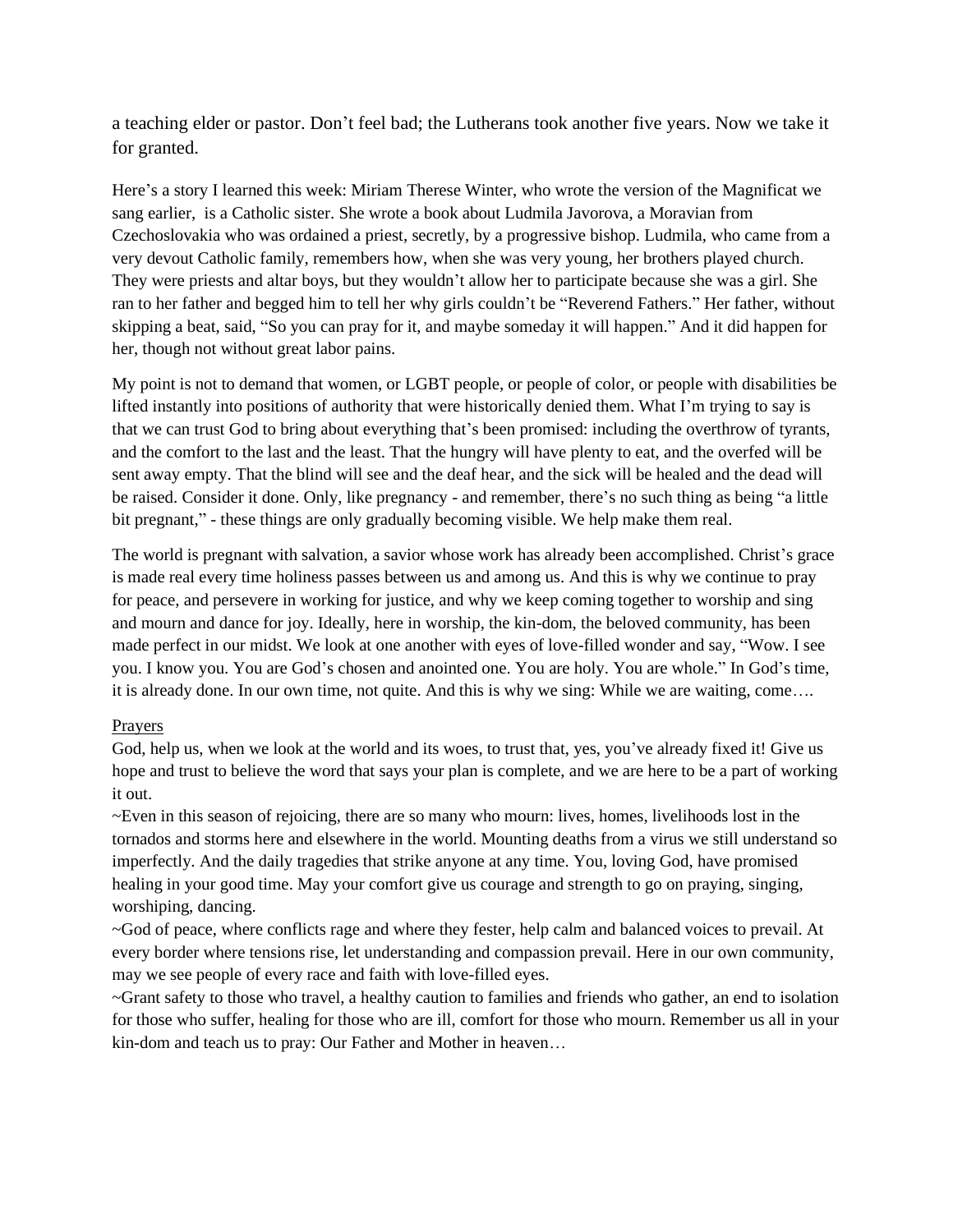a teaching elder or pastor. Don't feel bad; the Lutherans took another five years. Now we take it for granted.

Here's a story I learned this week: Miriam Therese Winter, who wrote the version of the Magnificat we sang earlier, is a Catholic sister. She wrote a book about Ludmila Javorova, a Moravian from Czechoslovakia who was ordained a priest, secretly, by a progressive bishop. Ludmila, who came from a very devout Catholic family, remembers how, when she was very young, her brothers played church. They were priests and altar boys, but they wouldn't allow her to participate because she was a girl. She ran to her father and begged him to tell her why girls couldn't be "Reverend Fathers." Her father, without skipping a beat, said, "So you can pray for it, and maybe someday it will happen." And it did happen for her, though not without great labor pains.

My point is not to demand that women, or LGBT people, or people of color, or people with disabilities be lifted instantly into positions of authority that were historically denied them. What I'm trying to say is that we can trust God to bring about everything that's been promised: including the overthrow of tyrants, and the comfort to the last and the least. That the hungry will have plenty to eat, and the overfed will be sent away empty. That the blind will see and the deaf hear, and the sick will be healed and the dead will be raised. Consider it done. Only, like pregnancy - and remember, there's no such thing as being "a little bit pregnant," - these things are only gradually becoming visible. We help make them real.

The world is pregnant with salvation, a savior whose work has already been accomplished. Christ's grace is made real every time holiness passes between us and among us. And this is why we continue to pray for peace, and persevere in working for justice, and why we keep coming together to worship and sing and mourn and dance for joy. Ideally, here in worship, the kin-dom, the beloved community, has been made perfect in our midst. We look at one another with eyes of love-filled wonder and say, "Wow. I see you. I know you. You are God's chosen and anointed one. You are holy. You are whole." In God's time, it is already done. In our own time, not quite. And this is why we sing: While we are waiting, come….

<u>Prayers</u>

God, help us, when we look at the world and its woes, to trust that, yes, you've already fixed it! Give us hope and trust to believe the word that says your plan is complete, and we are here to be a part of working it out.

~Even in this season of rejoicing, there are so many who mourn: lives, homes, livelihoods lost in the tornados and storms here and elsewhere in the world. Mounting deaths from a virus we still understand so imperfectly. And the daily tragedies that strike anyone at any time. You, loving God, have promised healing in your good time. May your comfort give us courage and strength to go on praying, singing, worshiping, dancing.

~God of peace, where conflicts rage and where they fester, help calm and balanced voices to prevail. At every border where tensions rise, let understanding and compassion prevail. Here in our own community, may we see people of every race and faith with love-filled eyes.

~Grant safety to those who travel, a healthy caution to families and friends who gather, an end to isolation for those who suffer, healing for those who are ill, comfort for those who mourn. Remember us all in your kin-dom and teach us to pray: Our Father and Mother in heaven…